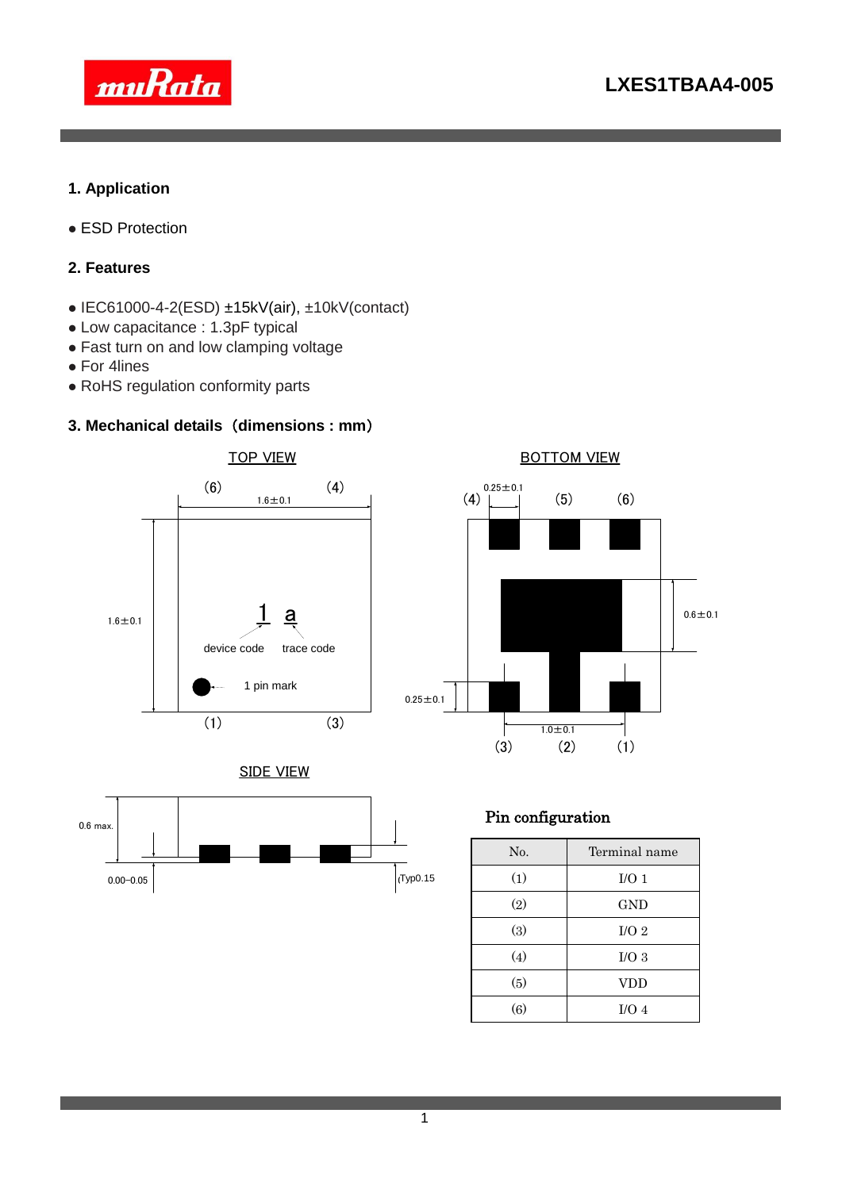# LXES1TBAA4-005

## 1. Application

- ESD Protection

## 2. Features

- IEC61000-4-2(ESD) ±15kV(air), ±10kV(contact)
- Low capacitance : 1.3pF typical
- Fast turn on and low clamping voltage
- For 4lines
- RoHS regulation conformity parts

## 3. Mechanical details（dimensions : mm）

TOP VIEW

(6) (4)
1.6±0.1
1.6±0.1
1 a
device code trace code
1 pin mark
(1) (3)

BOTTOM VIEW

0.25±0.1
(4) (5) (6)
0.6±0.1
0.25±0.1
1.0±0.1
(3) (2) (1)

SIDE VIEW

0.6 max.
0.00–0.05
Typ0.15

**Pin configuration**

| No. | Terminal name |
|---|---|
| (1) | I/O 1 |
| (2) | GND |
| (3) | I/O 2 |
| (4) | I/O 3 |
| (5) | VDD |
| (6) | I/O 4 |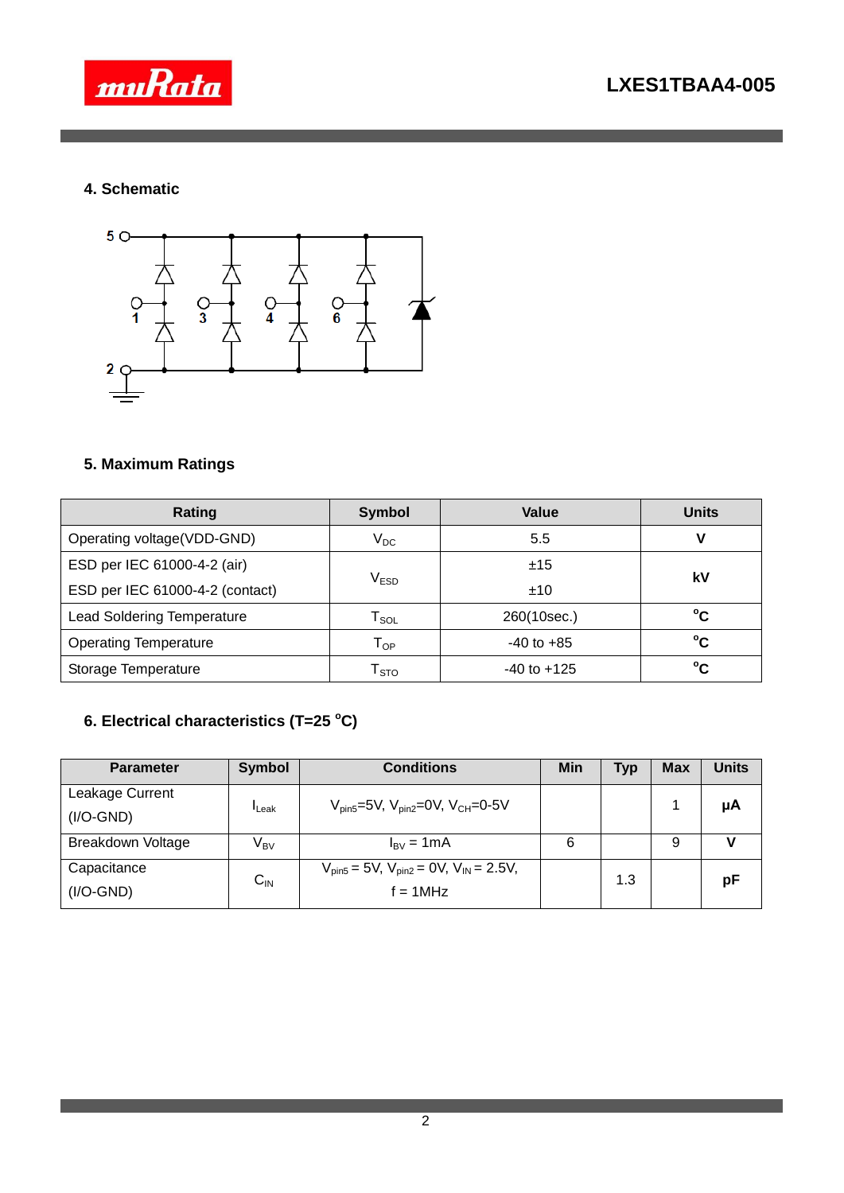## 4. Schematic

## 5. Maximum Ratings

| Rating | Symbol | Value | Units |
|---|---|---|---|
| Operating voltage(VDD-GND) | $V_{DC}$ | 5.5 | V |
| ESD per IEC 61000-4-2 (air)<br>ESD per IEC 61000-4-2 (contact) | $V_{ESD}$ | ±15<br>±10 | kV |
| Lead Soldering Temperature | $T_{SOL}$ | 260(10sec.) | °C |
| Operating Temperature | $T_{OP}$ | -40 to +85 | °C |
| Storage Temperature | $T_{STO}$ | -40 to +125 | °C |

## 6. Electrical characteristics (T=25 °C)

| Parameter | Symbol | Conditions | Min | Typ | Max | Units |
|---|---|---|---|---|---|---|
| Leakage Current (I/O-GND) | $I_{Leak}$ | $V_{pin5}$=5V, $V_{pin2}$=0V, $V_{CH}$=0-5V | | | 1 | μA |
| Breakdown Voltage | $V_{BV}$ | $I_{BV}$ = 1mA | 6 | | 9 | V |
| Capacitance (I/O-GND) | $C_{IN}$ | $V_{pin5}$ = 5V, $V_{pin2}$ = 0V, $V_{IN}$ = 2.5V, f = 1MHz | | 1.3 | | pF |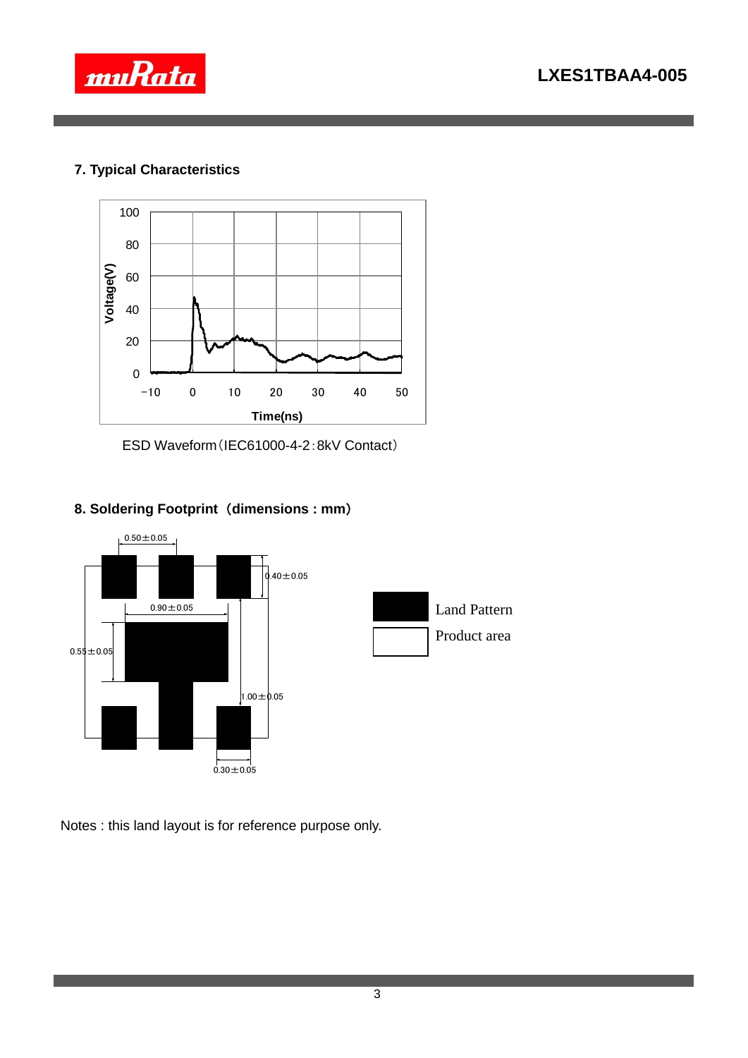## 7. Typical Characteristics

ESD Waveform（IEC61000-4-2：8kV Contact）

## 8. Soldering Footprint（dimensions : mm）

Notes : this land layout is for reference purpose only.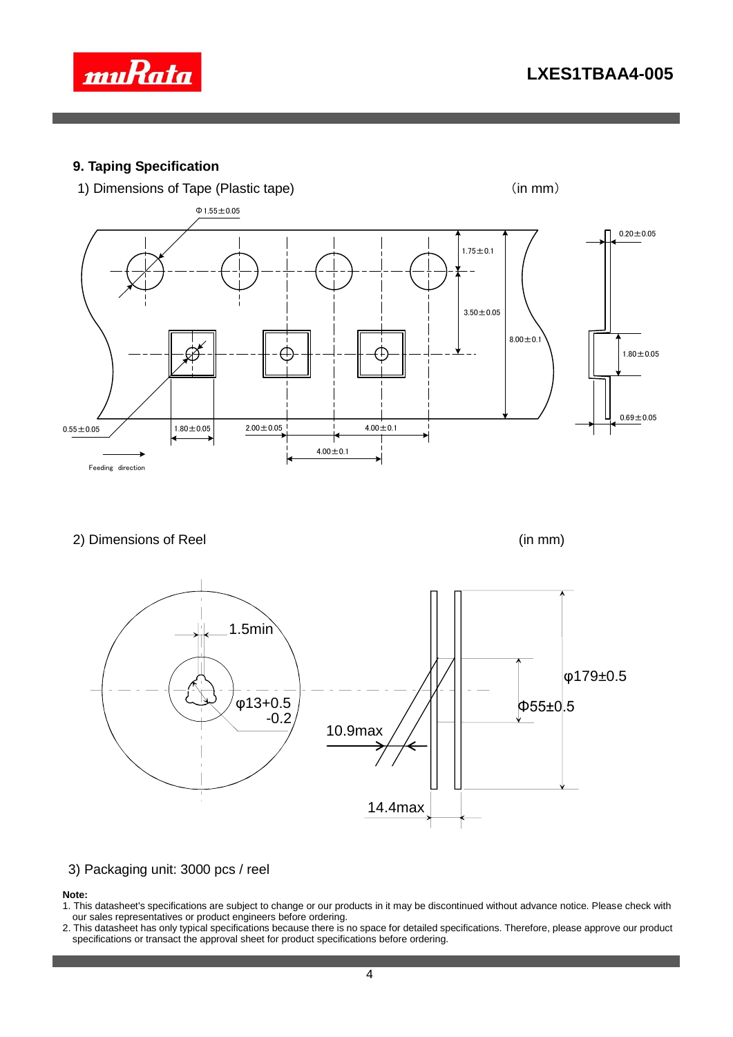## 9. Taping Specification

1) Dimensions of Tape (Plastic tape) (in mm)

Φ1.55±0.05

1.75±0.1

3.50±0.05

8.00±0.1

0.20±0.05

1.80±0.05

0.69±0.05

0.55±0.05

1.80±0.05

2.00±0.05

4.00±0.1

4.00±0.1

Feeding direction

2) Dimensions of Reel (in mm)

1.5min

φ13+0.5 -0.2

10.9max

14.4max

φ179±0.5

Φ55±0.5

3) Packaging unit: 3000 pcs / reel

**Note:**

1. This datasheet's specifications are subject to change or our products in it may be discontinued without advance notice. Please check with our sales representatives or product engineers before ordering.
2. This datasheet has only typical specifications because there is no space for detailed specifications. Therefore, please approve our product specifications or transact the approval sheet for product specifications before ordering.